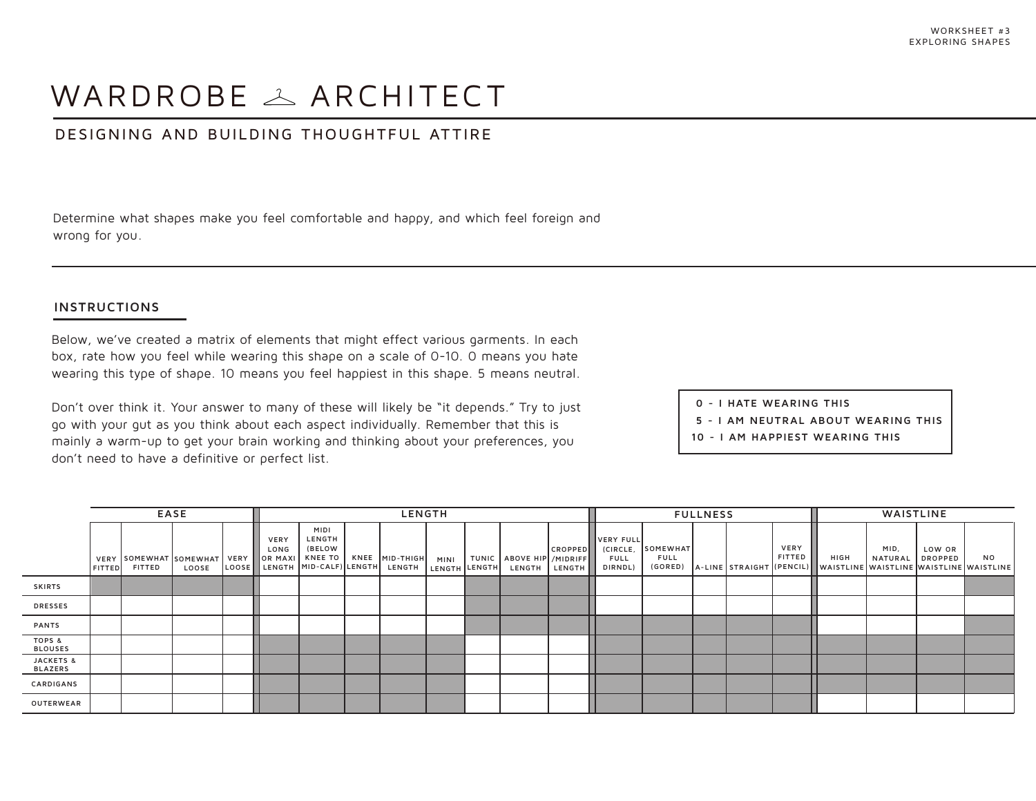# WARDROBE ARCHITECT

## DESIGNING AND BUILDING THOUGHTFUL ATTIRE

Determine what shapes make you feel comfortable and happy, and which feel foreign and wrong for you.

### INSTRUCTIONS

Below, we've created a matrix of elements that might effect various garments. In each box, rate how you feel while wearing this shape on a scale of 0-10. 0 means you hate wearing this type of shape. 10 means you feel happiest in this shape. 5 means neutral.

Don't over think it. Your answer to many of these will likely be "it depends." Try to just go with your gut as you think about each aspect individually. Remember that this is mainly a warm-up to get your brain working and thinking about your preferences, you don't need to have a definitive or perfect list.

**0 - I HATE WEARING THIS**
**5 - I AM NEUTRAL ABOUT WEARING THIS**
**10 - I AM HAPPIEST WEARING THIS**

| | EASE | | | | LENGTH | | | | | | | | FULLNESS | | | | | WAISTLINE | | | |
|---|---|---|---|---|---|---|---|---|---|---|---|---|---|---|---|---|---|---|---|---|---|
| | VERY FITTED | SOMEWHAT FITTED | SOMEWHAT LOOSE | VERY LOOSE | VERY LONG OR MAXI LENGTH | MIDI LENGTH (BELOW KNEE TO MID-CALF) | KNEE LENGTH | MID-THIGH LENGTH | MINI LENGTH | TUNIC LENGTH | ABOVE HIP LENGTH | CROPPED /MIDRIFF LENGTH | VERY FULL (CIRCLE, FULL DIRNDL) | SOMEWHAT FULL (GORED) | A-LINE | STRAIGHT | VERY FITTED (PENCIL) | HIGH WAISTLINE | MID, NATURAL WAISTLINE | LOW OR DROPPED WAISTLINE | NO WAISTLINE |
| SKIRTS | | | | | | | | | | | | | | | | | | | | | |
| DRESSES | | | | | | | | | | | | | | | | | | | | | |
| PANTS | | | | | | | | | | | | | | | | | | | | | |
| TOPS & BLOUSES | | | | | | | | | | | | | | | | | | | | | |
| JACKETS & BLAZERS | | | | | | | | | | | | | | | | | | | | | |
| CARDIGANS | | | | | | | | | | | | | | | | | | | | | |
| OUTERWEAR | | | | | | | | | | | | | | | | | | | | | |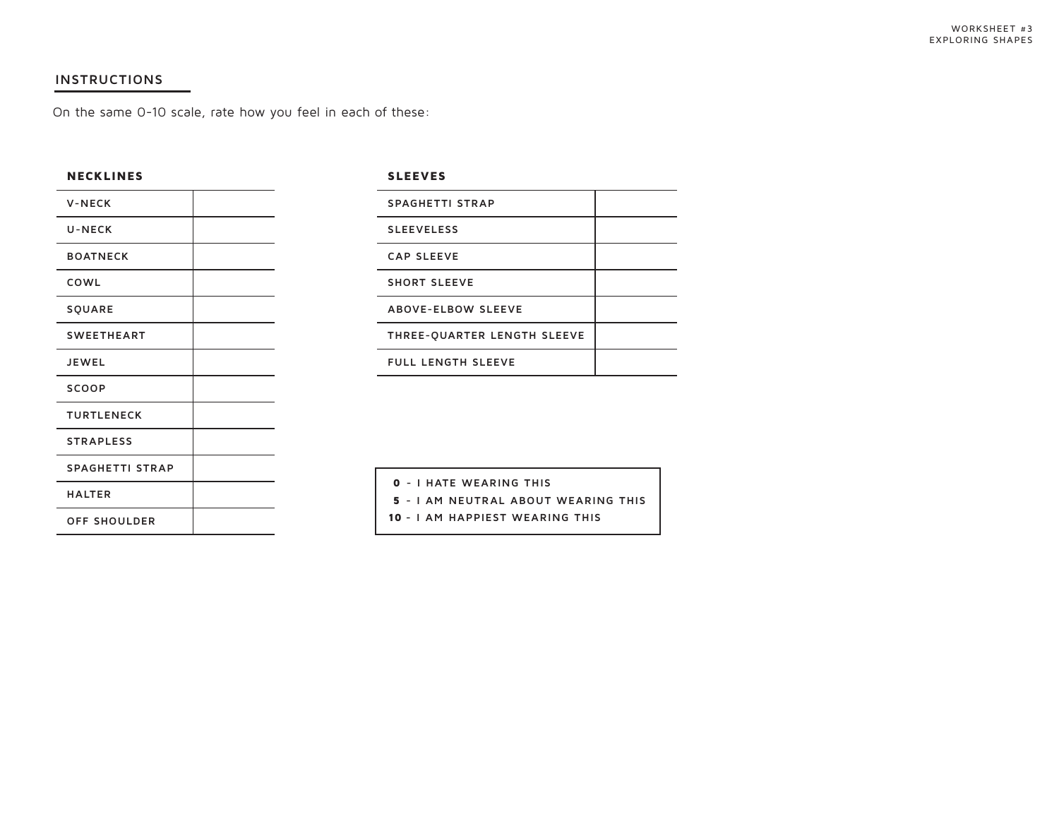## INSTRUCTIONS

On the same 0-10 scale, rate how you feel in each of these:

**NECKLINES**

| | |
|---|---|
| V-NECK | |
| U-NECK | |
| BOATNECK | |
| COWL | |
| SQUARE | |
| SWEETHEART | |
| JEWEL | |
| SCOOP | |
| TURTLENECK | |
| STRAPLESS | |
| SPAGHETTI STRAP | |
| HALTER | |
| OFF SHOULDER | |

**SLEEVES**

| | |
|---|---|
| SPAGHETTI STRAP | |
| SLEEVELESS | |
| CAP SLEEVE | |
| SHORT SLEEVE | |
| ABOVE-ELBOW SLEEVE | |
| THREE-QUARTER LENGTH SLEEVE | |
| FULL LENGTH SLEEVE | |

**0** - I HATE WEARING THIS
**5** - I AM NEUTRAL ABOUT WEARING THIS
**10** - I AM HAPPIEST WEARING THIS